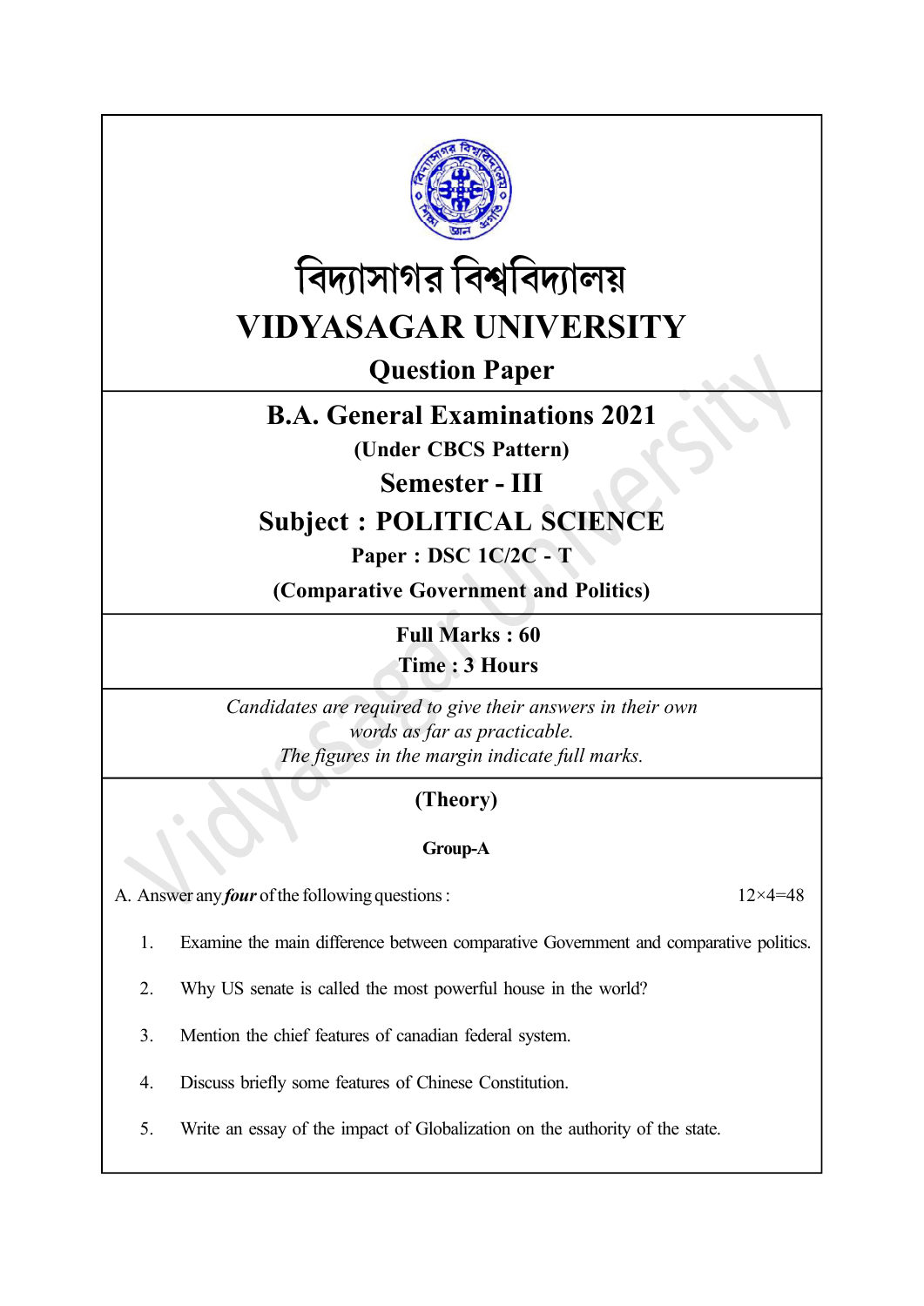# বিদ্যাসাগর বিশ্ববিদ্যালয়

# VIDYASAGAR UNIVERSITY

## Question Paper

## B.A. General Examinations 2021

**(Under CBCS Pattern)**

## Semester - III

## Subject : POLITICAL SCIENCE

**Paper : DSC 1C/2C - T**

**(Comparative Government and Politics)**

**Full Marks : 60**

**Time : 3 Hours**

*Candidates are required to give their answers in their own words as far as practicable.*
*The figures in the margin indicate full marks.*

### (Theory)

#### Group-A

A. Answer any ***four*** of the following questions : 12×4=48

1. Examine the main difference between comparative Government and comparative politics.
2. Why US senate is called the most powerful house in the world?
3. Mention the chief features of canadian federal system.
4. Discuss briefly some features of Chinese Constitution.
5. Write an essay of the impact of Globalization on the authority of the state.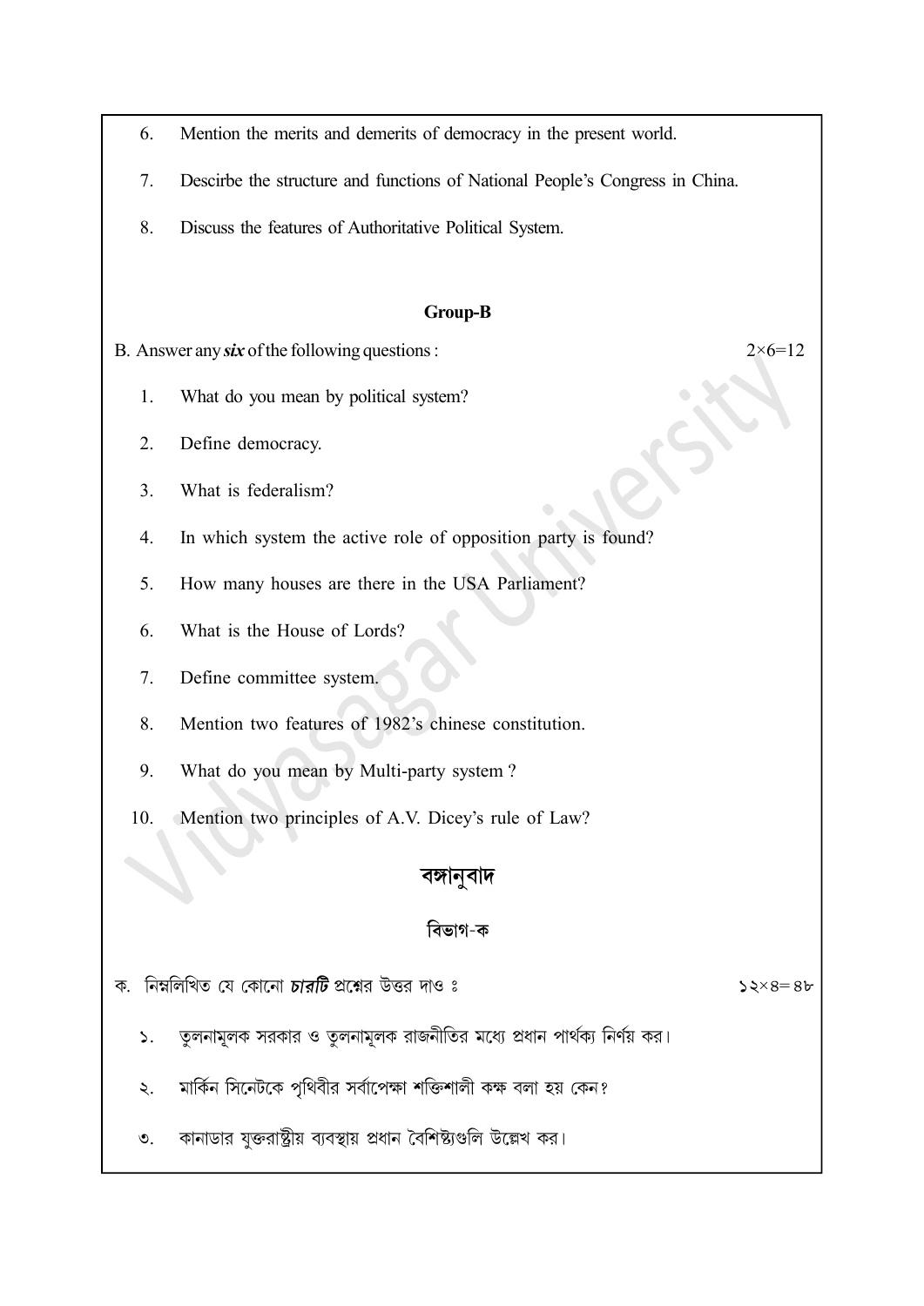6. Mention the merits and demerits of democracy in the present world.

7. Descirbe the structure and functions of National People's Congress in China.

8. Discuss the features of Authoritative Political System.

### Group-B

B. Answer any ***six*** of the following questions : 2×6=12

1. What do you mean by political system?

2. Define democracy.

3. What is federalism?

4. In which system the active role of opposition party is found?

5. How many houses are there in the USA Parliament?

6. What is the House of Lords?

7. Define committee system.

8. Mention two features of 1982's chinese constitution.

9. What do you mean by Multi-party system ?

10. Mention two principles of A.V. Dicey's rule of Law?

## বঙ্গানুবাদ

### বিভাগ-ক

ক. নিম্নলিখিত যে কোনো ***চারটি*** প্রশ্নের উত্তর দাও ঃ ১২×৪=৪৮

১. তুলনামূলক সরকার ও তুলনামূলক রাজনীতির মধ্যে প্রধান পার্থক্য নির্ণয় কর।

২. মার্কিন সিনেটকে পৃথিবীর সর্বাপেক্ষা শক্তিশালী কক্ষ বলা হয় কেন?

৩. কানাডার যুক্তরাষ্ট্রীয় ব্যবস্থায় প্রধান বৈশিষ্ট্যগুলি উল্লেখ কর।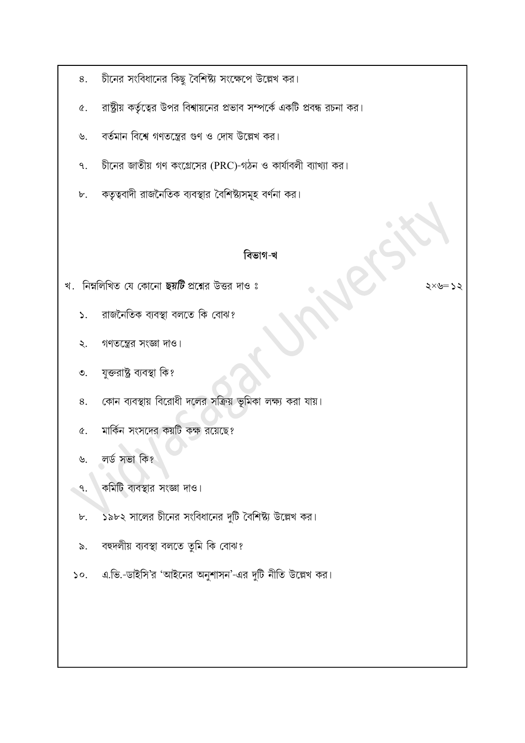৪. চীনের সংবিধানের কিছু বৈশিষ্ট্য সংক্ষেপে উল্লেখ কর।

৫. রাষ্ট্রীয় কর্তৃত্বের উপর বিশ্বায়নের প্রভাব সম্পর্কে একটি প্রবন্ধ রচনা কর।

৬. বর্তমান বিশ্বে গণতন্ত্রের গুণ ও দোষ উল্লেখ কর।

৭. চীনের জাতীয় গণ কংগ্রেসের (PRC)-গঠন ও কার্যাবলী ব্যাখ্যা কর।

৮. কতৃত্ববাদী রাজনৈতিক ব্যবস্থার বৈশিষ্ট্যসমূহ বর্ণনা কর।

## বিভাগ-খ

খ. নিম্নলিখিত যে কোনো ***ছয়টি*** প্রশ্নের উত্তর দাও ঃ ২×৬=১২

১. রাজনৈতিক ব্যবস্থা বলতে কি বোঝ?

২. গণতন্ত্রের সংজ্ঞা দাও।

৩. যুক্তরাষ্ট্র ব্যবস্থা কি?

৪. কোন ব্যবস্থায় বিরোধী দলের সক্রিয় ভূমিকা লক্ষ্য করা যায়।

৫. মার্কিন সংসদের কয়টি কক্ষ রয়েছে?

৬. লর্ড সভা কি?

৭. কমিটি ব্যবস্থার সংজ্ঞা দাও।

৮. ১৯৮২ সালের চীনের সংবিধানের দুটি বৈশিষ্ট্য উল্লেখ কর।

৯. বহুদলীয় ব্যবস্থা বলতে তুমি কি বোঝ?

১০. এ.ভি.-ডাইসি'র 'আইনের অনুশাসন'-এর দুটি নীতি উল্লেখ কর।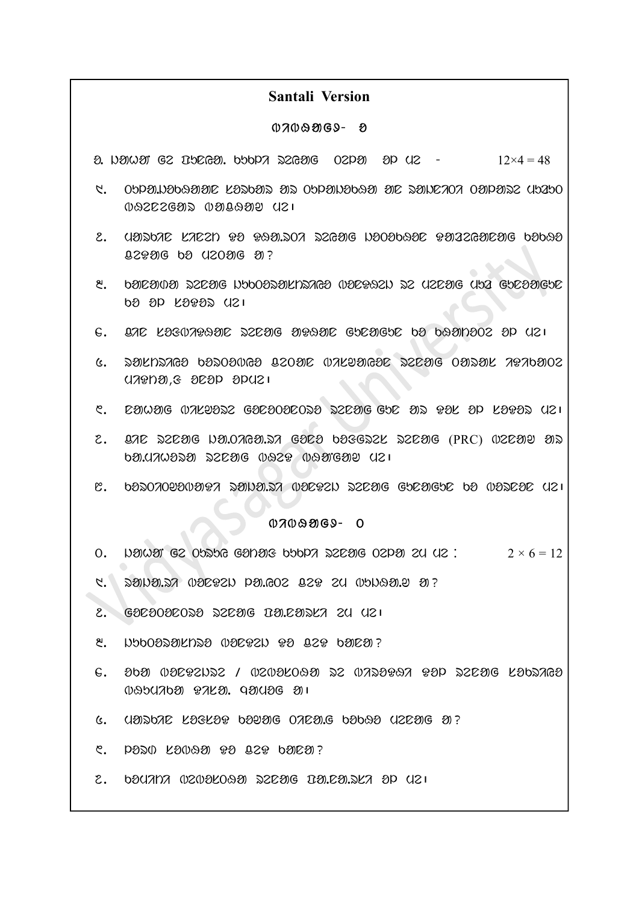## Santali Version

### ᱦᱟᱹᱴᱤᱧ - ᱠ

ᱠ. ᱡᱟᱦᱟᱱ ᱮ ᱯᱩᱱᱜᱚᱴᱟ. ᱠᱩᱠᱞᱤ ᱨᱮᱭᱟᱜ ᱛᱮᱞᱟ ᱮᱢ ᱢᱮ - $12 \times 4 = 48$

᱑. ᱥᱤᱠᱷᱱᱟᱹ.ᱡᱟᱹᱜᱟᱹᱨᱤ ᱠᱟᱹᱢᱤᱦᱚᱨ ᱟᱨ ᱥᱤᱠᱷᱱᱟᱹᱜᱟᱹᱨᱤ ᱟᱨ ᱨᱟᱡᱽᱱᱤᱛᱤ ᱚᱫᱽᱷᱟᱨ ᱪᱷᱟᱹᱞᱤ ᱦᱚᱨᱮᱞᱮᱠᱟ ᱦᱟᱡᱟᱱᱟᱣ ᱢᱮ᱾

᱒. ᱪᱷᱟᱹᱞᱤᱨᱮ ᱠᱟᱱᱮᱫᱽ ᱛᱮ ᱛᱩᱞᱟᱹ.ᱨᱚᱦ ᱨᱮᱭᱟᱜ ᱡᱚᱜᱟᱣᱜᱟᱣᱮ ᱛᱟᱫᱽᱷᱮᱛᱟᱜ ᱜᱟᱱᱟᱝ ᱞᱟᱠᱟᱱ ᱢᱮ ᱪᱮᱫᱟᱝ ᱟ?

᱓. ᱞᱟᱨᱦᱟᱹᱢ ᱨᱮᱭᱟᱜ ᱡᱩᱜᱟᱹᱞᱟᱹᱠᱷᱤᱭᱟᱹ ᱦᱚᱨᱛᱮᱥᱚᱫ ᱨᱮ ᱪᱮᱨᱮᱭᱟᱜ ᱪᱷᱟ ᱵᱤᱨᱮᱭᱟᱜᱤᱨᱮ ᱞᱟ ᱮᱢ ᱠᱚᱛᱷᱟ ᱢᱮ᱾

᱔. ᱜᱟᱨᱮ ᱠᱚᱥᱦᱚᱛᱷᱟᱨᱮ ᱨᱮᱭᱟᱜ ᱟᱛᱷᱟᱨᱮ ᱵᱤᱨᱮᱭᱟᱜᱤᱨᱮ ᱞᱟ ᱞᱟᱢᱤᱨᱫᱚᱲ ᱮᱢ ᱢᱮ᱾

᱕. ᱨᱟᱹᱠᱷᱤᱭᱟᱹ ᱞᱟᱨᱚᱛᱟᱹᱦᱤᱭᱟ ᱜᱤᱲᱟᱨ ᱦᱟᱠᱟᱹᱜᱟᱹᱨᱟᱹ ᱨᱮᱭᱟᱜ ᱚᱢᱨᱟᱹᱠ ᱛᱷᱟᱞᱟᱢᱚᱲ ᱢᱮᱛᱷᱟᱹ,ᱥ ᱟᱨᱮᱯ ᱟᱯᱢᱮ᱾

᱖. ᱢᱟᱹᱣᱟᱹᱜ ᱦᱟᱠᱟᱹᱜᱟᱹᱨ ᱵᱟᱨᱮᱭᱟᱨᱮᱭᱟᱨ ᱨᱮᱭᱟᱜ ᱵᱷᱮ ᱟᱨ ᱛᱷᱚᱠ ᱮᱢ ᱠᱚᱛᱷᱟ ᱢᱮ᱾

᱗. ᱜᱟᱨᱮ ᱨᱮᱭᱟᱜ ᱡᱟᱹ.ᱚᱛᱷᱮᱟᱹ.ᱨᱟ ᱵᱟᱨᱮ ᱞᱟᱜᱵᱟᱨᱠ ᱨᱮᱭᱟᱜ (PRC) ᱦᱮᱨᱟᱢ ᱟᱨ ᱞᱟᱹ.ᱢᱟᱣᱟᱨᱟᱢ ᱨᱮᱭᱟᱜ ᱦᱟᱥᱛᱮ ᱦᱟᱜᱟᱢᱮ ᱢᱮ᱾

᱘. ᱞᱟᱨᱚᱛᱟᱹᱦᱤᱭᱟᱹᱛᱷᱤ ᱨᱟᱡᱟᱹ.ᱨᱟ ᱦᱟᱨᱮᱛᱷᱮ ᱨᱮᱭᱟᱜ ᱵᱤᱨᱮᱭᱟᱜᱤᱨᱮ ᱞᱟ ᱦᱟᱨᱮᱟᱨ ᱢᱮ᱾

### ᱦᱟᱹᱴᱤᱧ - ᱚ

ᱚ. ᱡᱟᱦᱟᱱ ᱮ ᱚᱠᱟᱵᱤ ᱜᱟᱹᱭᱟᱜ ᱠᱩᱠᱞᱤ ᱨᱮᱭᱟᱜ ᱛᱮᱞᱟ ᱨᱮ ᱢᱮ : $2 \times 6 = 12$

᱑. ᱨᱟᱡᱟᱹ.ᱨᱟ ᱦᱟᱨᱮᱛᱷᱮ ᱯᱟᱹ.ᱜᱚᱛ ᱜᱮᱛᱷ ᱨᱮ ᱦᱚᱡᱚᱛᱟᱹ.ᱮ ᱟ?

᱒. ᱵᱟᱨᱮᱭᱟᱨᱮᱭᱟᱨ ᱨᱮᱭᱟᱜ ᱛᱟᱹ.ᱜᱟᱨᱠᱷ ᱨᱮ ᱢᱮ᱾

᱓. ᱡᱩᱜᱟᱹᱞᱟᱹᱠᱷᱤᱭᱟ ᱦᱟᱨᱮᱛᱷᱮ ᱛᱷᱟ ᱜᱮᱛᱷ ᱞᱟᱹᱜᱮ?

᱔. ᱟᱵᱤ ᱦᱟᱨᱮᱛᱷᱮᱨ / ᱦᱮᱢᱟᱹᱠᱚᱛᱷᱟ ᱨᱮ ᱦᱟᱨᱟᱛᱷᱟ ᱛᱷᱟᱯ ᱨᱮᱭᱟᱜ ᱠᱚᱵᱨᱟᱜ ᱦᱚᱵᱪᱷᱟᱵᱟ ᱛᱷᱟᱠᱟ. ᱠᱟᱹᱪᱷᱟᱜ ᱟ᱾

᱕. ᱪᱷᱟᱹᱞᱤᱨᱮ ᱠᱚᱥᱠᱚᱛᱷ ᱞᱟᱫᱽᱷᱟᱜ ᱚᱨᱮᱭ.ᱜ ᱞᱟᱵᱟᱨ ᱪᱮᱭᱟᱜ ᱟ?

᱖. ᱯᱟᱨᱟᱹᱦ ᱠᱚᱛᱷᱟ ᱛᱷᱟ ᱜᱮᱛᱷ ᱞᱟᱹᱜᱮ?

᱗. ᱞᱟᱪᱷᱨᱟᱹ ᱦᱮᱢᱟᱹᱠᱚᱛᱷᱟ ᱨᱮᱭᱟᱜ ᱛᱟᱹ.ᱜᱟᱨᱠᱷ ᱮᱢ ᱢᱮ᱾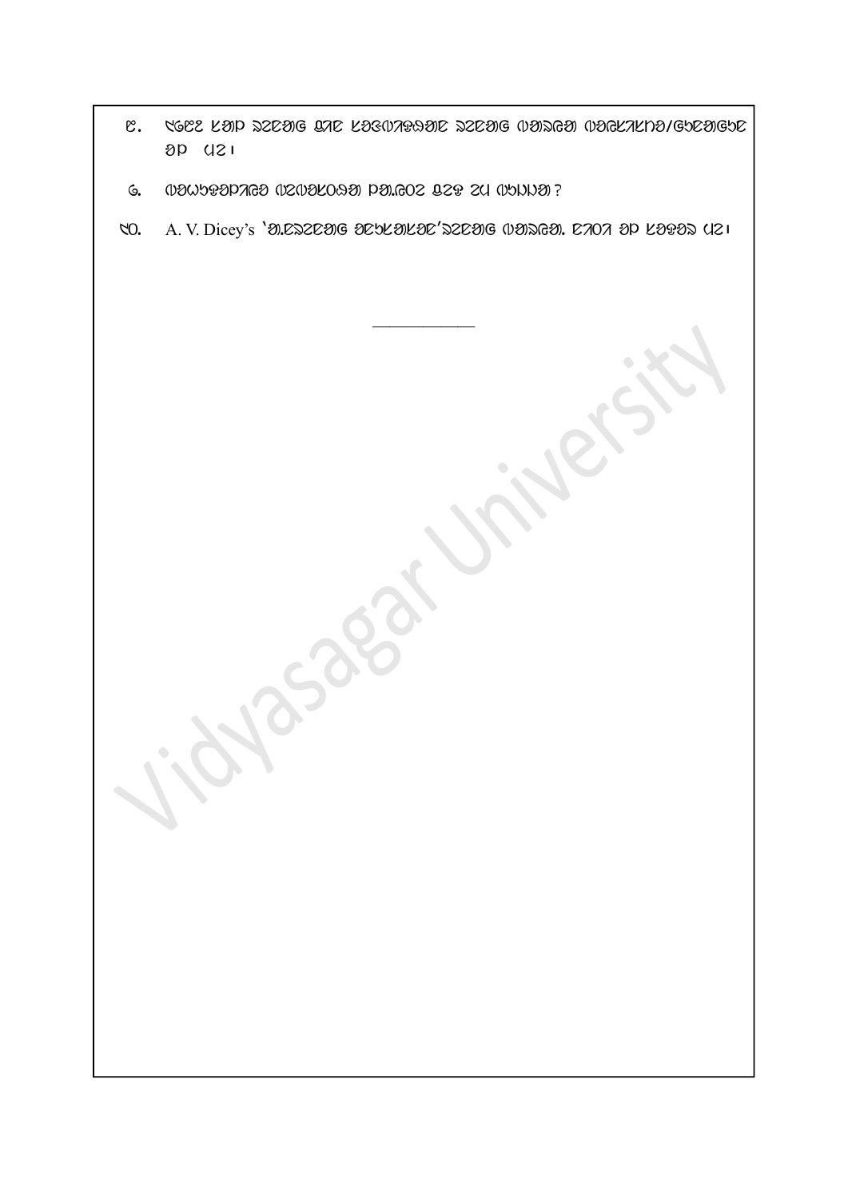᱘. ᱨᱮᱭᱮᱫ ᱠᱷᱚᱱ ᱵᱟᱰᱟᱭ ᱜᱟᱛᱮ ᱠᱟᱹᱢᱤᱦᱚᱨᱟᱜ ᱵᱟᱰᱟᱭ ᱢᱚᱱᱮᱛ ᱢᱚᱫᱮᱞᱤᱭᱟ/ᱥᱩᱛᱟᱢᱥᱩᱛ ᱚᱞ ᱢᱮ।

᱙. ᱢᱚᱸᱲᱮᱦᱚᱲᱟ ᱢᱮᱱᱛᱮᱫ ᱯᱟ.ᱥᱮᱫ ᱜᱟᱦᱮ ᱡᱩ ᱢᱩᱝᱜᱟ?

᱑᱐. A. V. Dicey's 'ᱟ.ᱥᱟᱵᱟᱰᱟᱭ ᱚᱱᱩᱠᱟᱹᱛᱚ' ᱵᱟᱰᱟᱭ ᱢᱚᱱᱮᱛ. ᱥᱟᱛᱟ ᱚᱞ ᱠᱟᱦᱟᱱ ᱢᱮ।

---